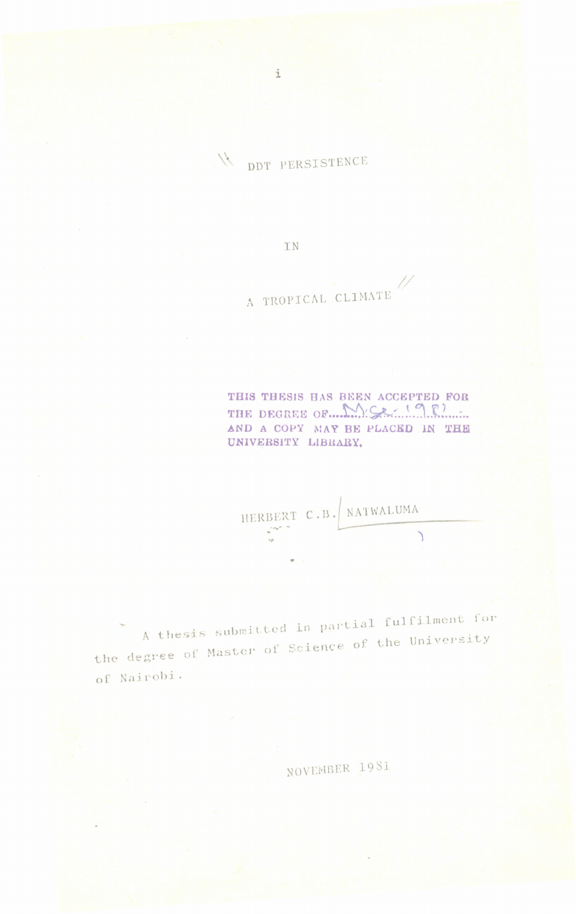# DDT PERSISTENCE

# IN

# A TROPICAL CLIMATE

THIS THESIS HAS BEEN ACCEPTED FOR THE DEGREE OF M.Sc. 1982 AND A COPY MAY BE PLACED IN THE UNIVERSITY LIBRARY.

HERBERT C.B. NAIWALUMA

A thesis submitted in partial fulfilment for the degree of Master of Science of the University of Nairobi.

NOVEMBER 1981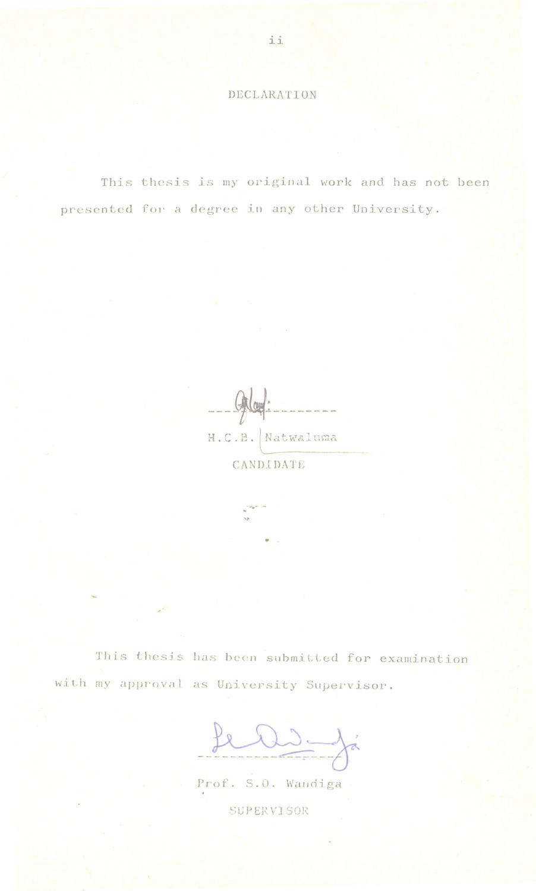# DECLARATION

This thesis is my original work and has not been presented for a degree in any other University.

H.C.B. Natwaluma

CANDIDATE

This thesis has been submitted for examination with my approval as University Supervisor.

Prof. S.O. Wandiga

SUPERVISOR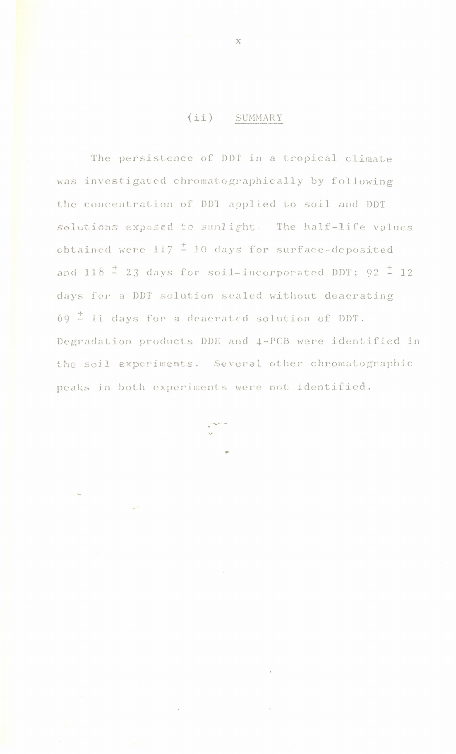## (ii) SUMMARY

The persistence of DDT in a tropical climate was investigated chromatographically by following the concentration of DDT applied to soil and DDT solutions exposed to sunlight. The half-life values obtained were 117 $\pm$ 10 days for surface-deposited and 118 $\pm$ 23 days for soil-incorporated DDT; 92 $\pm$ 12 days for a DDT solution sealed without deaerating 69 $\pm$ 11 days for a deaerated solution of DDT. Degradation products DDE and 4-PCB were identified in the soil experiments. Several other chromatographic peaks in both experiments were not identified.